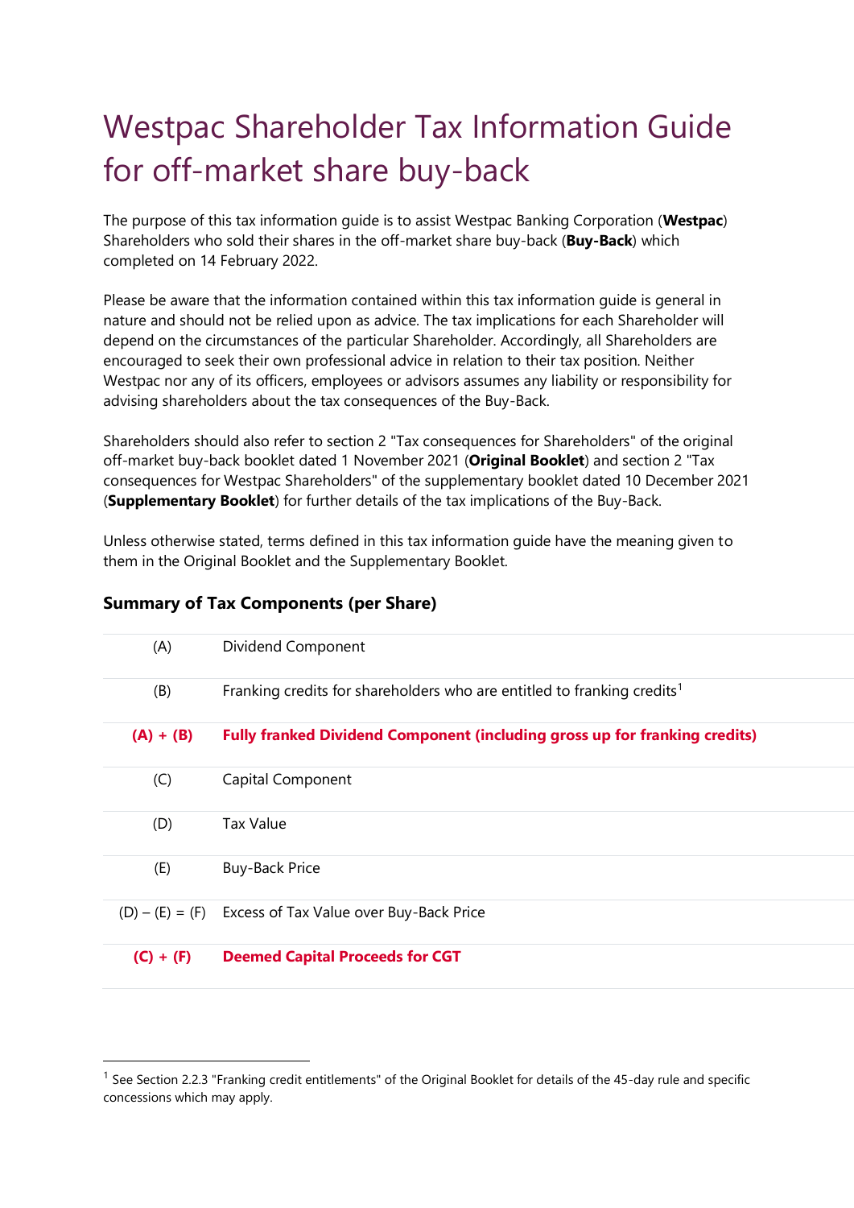# Westpac Shareholder Tax Information Guide for off-market share buy-back

The purpose of this tax information guide is to assist Westpac Banking Corporation (**Westpac**) Shareholders who sold their shares in the off-market share buy-back (**Buy-Back**) which completed on 14 February 2022.

Please be aware that the information contained within this tax information guide is general in nature and should not be relied upon as advice. The tax implications for each Shareholder will depend on the circumstances of the particular Shareholder. Accordingly, all Shareholders are encouraged to seek their own professional advice in relation to their tax position. Neither Westpac nor any of its officers, employees or advisors assumes any liability or responsibility for advising shareholders about the tax consequences of the Buy-Back.

Shareholders should also refer to section 2 "Tax consequences for Shareholders" of the original off-market buy-back booklet dated 1 November 2021 (**Original Booklet**) and section 2 "Tax consequences for Westpac Shareholders" of the supplementary booklet dated 10 December 2021 (**Supplementary Booklet**) for further details of the tax implications of the Buy-Back.

Unless otherwise stated, terms defined in this tax information guide have the meaning given to them in the Original Booklet and the Supplementary Booklet.

### Summary of Tax Components (per Share)

| | |
|---|---|
| (A) | Dividend Component |
| (B) | Franking credits for shareholders who are entitled to franking credits[1] |
| **(A) + (B)** | **Fully franked Dividend Component (including gross up for franking credits)** |
| (C) | Capital Component |
| (D) | Tax Value |
| (E) | Buy-Back Price |
| (D) – (E) = (F) | Excess of Tax Value over Buy-Back Price |
| **(C) + (F)** | **Deemed Capital Proceeds for CGT** |

[1] See Section 2.2.3 "Franking credit entitlements" of the Original Booklet for details of the 45-day rule and specific concessions which may apply.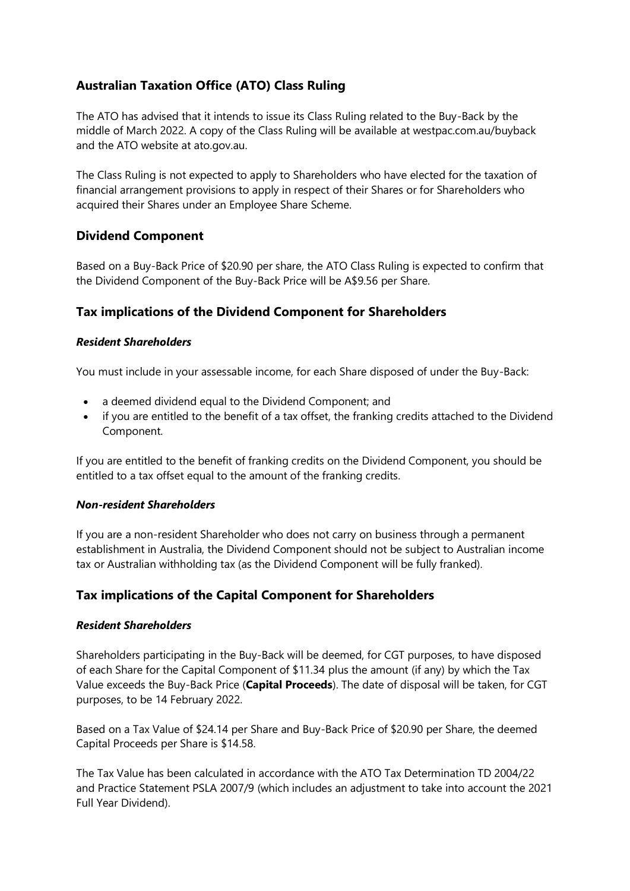## Australian Taxation Office (ATO) Class Ruling

The ATO has advised that it intends to issue its Class Ruling related to the Buy-Back by the middle of March 2022. A copy of the Class Ruling will be available at westpac.com.au/buyback and the ATO website at ato.gov.au.

The Class Ruling is not expected to apply to Shareholders who have elected for the taxation of financial arrangement provisions to apply in respect of their Shares or for Shareholders who acquired their Shares under an Employee Share Scheme.

## Dividend Component

Based on a Buy-Back Price of $20.90 per share, the ATO Class Ruling is expected to confirm that the Dividend Component of the Buy-Back Price will be A$9.56 per Share.

## Tax implications of the Dividend Component for Shareholders

### *Resident Shareholders*

You must include in your assessable income, for each Share disposed of under the Buy-Back:

- a deemed dividend equal to the Dividend Component; and
- if you are entitled to the benefit of a tax offset, the franking credits attached to the Dividend Component.

If you are entitled to the benefit of franking credits on the Dividend Component, you should be entitled to a tax offset equal to the amount of the franking credits.

### *Non-resident Shareholders*

If you are a non-resident Shareholder who does not carry on business through a permanent establishment in Australia, the Dividend Component should not be subject to Australian income tax or Australian withholding tax (as the Dividend Component will be fully franked).

## Tax implications of the Capital Component for Shareholders

### *Resident Shareholders*

Shareholders participating in the Buy-Back will be deemed, for CGT purposes, to have disposed of each Share for the Capital Component of $11.34 plus the amount (if any) by which the Tax Value exceeds the Buy-Back Price (**Capital Proceeds**). The date of disposal will be taken, for CGT purposes, to be 14 February 2022.

Based on a Tax Value of $24.14 per Share and Buy-Back Price of $20.90 per Share, the deemed Capital Proceeds per Share is $14.58.

The Tax Value has been calculated in accordance with the ATO Tax Determination TD 2004/22 and Practice Statement PSLA 2007/9 (which includes an adjustment to take into account the 2021 Full Year Dividend).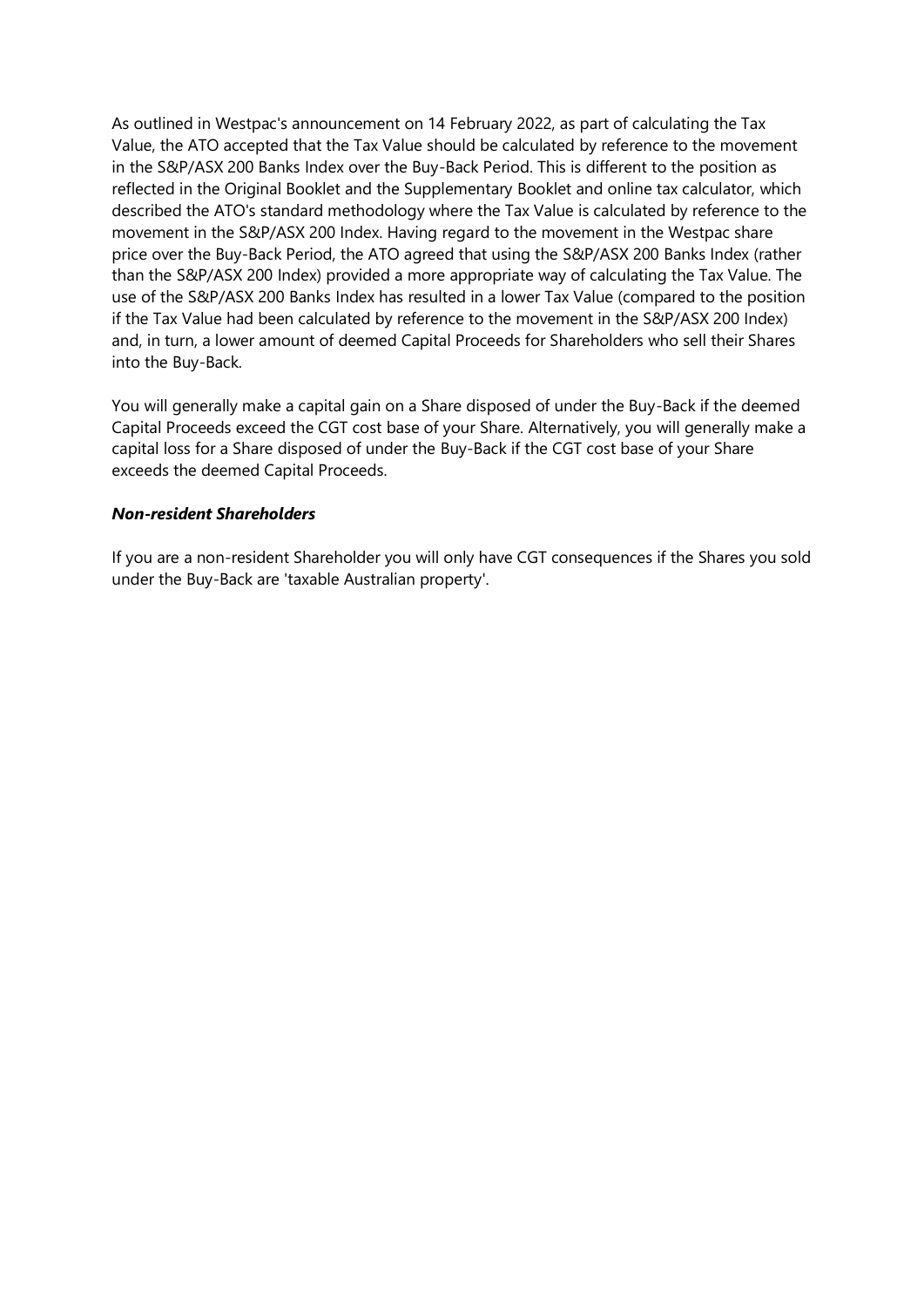As outlined in Westpac's announcement on 14 February 2022, as part of calculating the Tax Value, the ATO accepted that the Tax Value should be calculated by reference to the movement in the S&P/ASX 200 Banks Index over the Buy-Back Period. This is different to the position as reflected in the Original Booklet and the Supplementary Booklet and online tax calculator, which described the ATO's standard methodology where the Tax Value is calculated by reference to the movement in the S&P/ASX 200 Index. Having regard to the movement in the Westpac share price over the Buy-Back Period, the ATO agreed that using the S&P/ASX 200 Banks Index (rather than the S&P/ASX 200 Index) provided a more appropriate way of calculating the Tax Value. The use of the S&P/ASX 200 Banks Index has resulted in a lower Tax Value (compared to the position if the Tax Value had been calculated by reference to the movement in the S&P/ASX 200 Index) and, in turn, a lower amount of deemed Capital Proceeds for Shareholders who sell their Shares into the Buy-Back.

You will generally make a capital gain on a Share disposed of under the Buy-Back if the deemed Capital Proceeds exceed the CGT cost base of your Share. Alternatively, you will generally make a capital loss for a Share disposed of under the Buy-Back if the CGT cost base of your Share exceeds the deemed Capital Proceeds.

***Non-resident Shareholders***

If you are a non-resident Shareholder you will only have CGT consequences if the Shares you sold under the Buy-Back are 'taxable Australian property'.